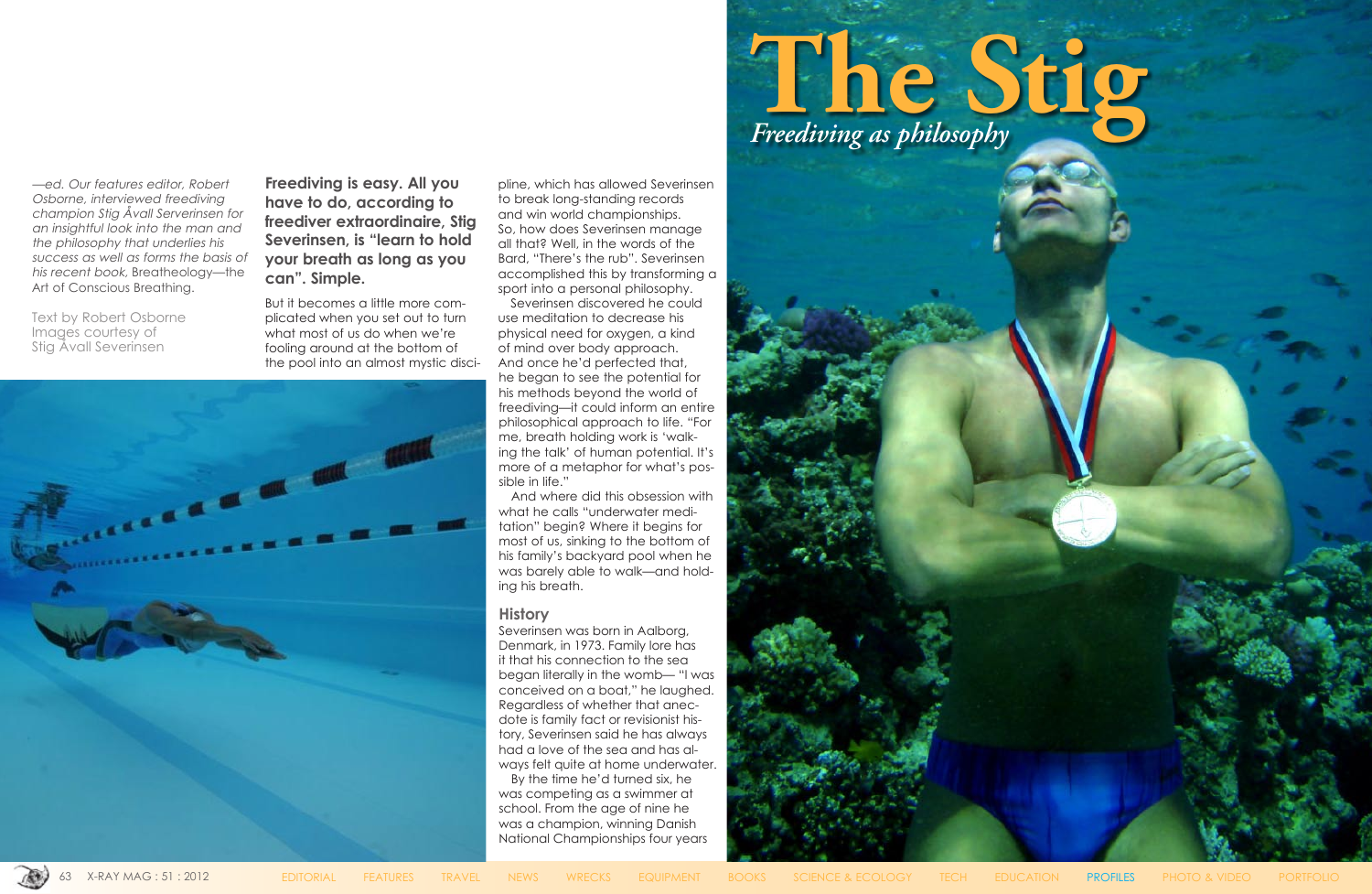# The Stig

## *Freediving as philosophy*

*—ed. Our features editor, Robert Osborne, interviewed freediving champion Stig Åvall Severinsen for an insightful look into the man and the philosophy that underlies his success as well as forms the basis of his recent book,* Breatheology—the Art of Conscious Breathing.

Text by Robert Osborne
Images courtesy of Stig Åvall Severinsen

**Freediving is easy. All you have to do, according to freediver extraordinaire, Stig Severinsen, is "learn to hold your breath as long as you can". Simple.**

But it becomes a little more complicated when you set out to turn what most of us do when we're fooling around at the bottom of the pool into an almost mystic discipline, which has allowed Severinsen to break long-standing records and win world championships. So, how does Severinsen manage all that? Well, in the words of the Bard, "There's the rub". Severinsen accomplished this by transforming a sport into a personal philosophy.

Severinsen discovered he could use meditation to decrease his physical need for oxygen, a kind of mind over body approach. And once he'd perfected that, he began to see the potential for his methods beyond the world of freediving—it could inform an entire philosophical approach to life. "For me, breath holding work is 'walking the talk' of human potential. It's more of a metaphor for what's possible in life."

And where did this obsession with what he calls "underwater meditation" begin? Where it begins for most of us, sinking to the bottom of his family's backyard pool when he was barely able to walk—and holding his breath.

### History

Severinsen was born in Aalborg, Denmark, in 1973. Family lore has it that his connection to the sea began literally in the womb— "I was conceived on a boat," he laughed. Regardless of whether that anecdote is family fact or revisionist history, Severinsen said he has always had a love of the sea and has always felt quite at home underwater.

By the time he'd turned six, he was competing as a swimmer at school. From the age of nine he was a champion, winning Danish National Championships four years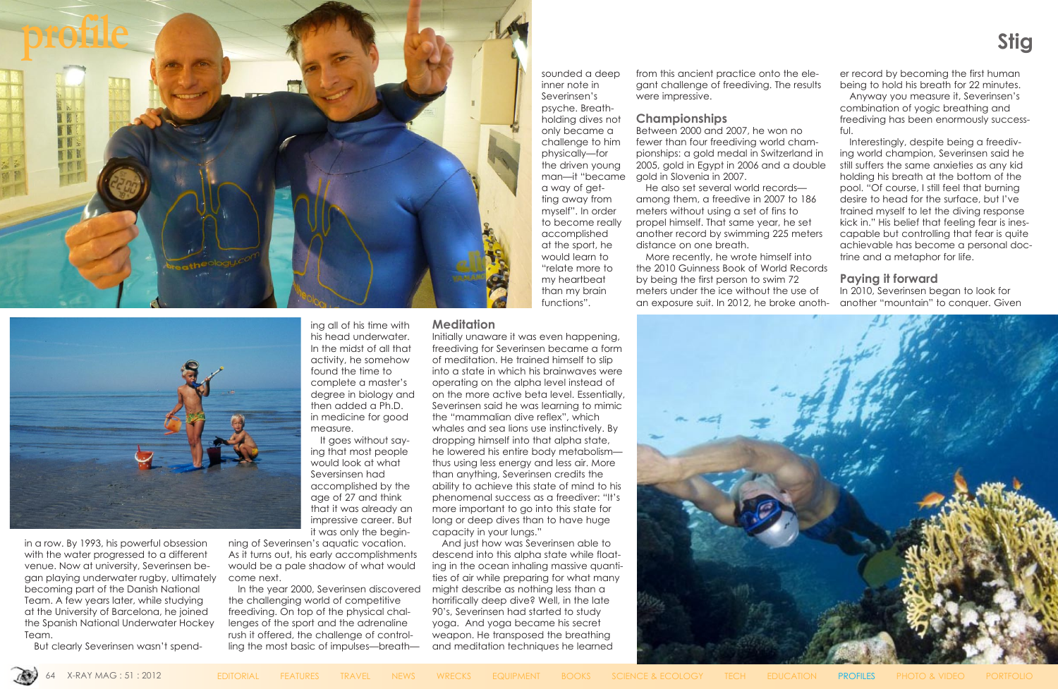sounded a deep inner note in Severinsen's psyche. Breath-holding dives not only became a challenge to him physically—for the driven young man—it "became a way of getting away from myself". In order to become really accomplished at the sport, he would learn to "relate more to my heartbeat than my brain functions".

in a row. By 1993, his powerful obsession with the water progressed to a different venue. Now at university, Severinsen began playing underwater rugby, ultimately becoming part of the Danish National Team. A few years later, while studying at the University of Barcelona, he joined the Spanish National Underwater Hockey Team.

But clearly Severinsen wasn't spending all of his time with his head underwater. In the midst of all that activity, he somehow found the time to complete a master's degree in biology and then added a Ph.D. in medicine for good measure.

It goes without saying that most people would look at what Seversinsen had accomplished by the age of 27 and think that it was already an impressive career. But it was only the beginning of Severinsen's aquatic vocation. As it turns out, his early accomplishments would be a pale shadow of what would come next.

In the year 2000, Severinsen discovered the challenging world of competitive freediving. On top of the physical challenges of the sport and the adrenaline rush it offered, the challenge of controlling the most basic of impulses—breath—

## Meditation

Initially unaware it was even happening, freediving for Severinsen became a form of meditation. He trained himself to slip into a state in which his brainwaves were operating on the alpha level instead of on the more active beta level. Essentially, Severinsen said he was learning to mimic the "mammalian dive reflex", which whales and sea lions use instinctively. By dropping himself into that alpha state, he lowered his entire body metabolism—thus using less energy and less air. More than anything, Severinsen credits the ability to achieve this state of mind to his phenomenal success as a freediver: "It's more important to go into this state for long or deep dives than to have huge capacity in your lungs."

And just how was Severinsen able to descend into this alpha state while floating in the ocean inhaling massive quantities of air while preparing for what many might describe as nothing less than a horrifically deep dive? Well, in the late 90's, Severinsen had started to study yoga. And yoga became his secret weapon. He transposed the breathing and meditation techniques he learned from this ancient practice onto the elegant challenge of freediving. The results were impressive.

## Championships

Between 2000 and 2007, he won no fewer than four freediving world championships: a gold medal in Switzerland in 2005, gold in Egypt in 2006 and a double gold in Slovenia in 2007.

He also set several world records—among them, a freedive in 2007 to 186 meters without using a set of fins to propel himself. That same year, he set another record by swimming 225 meters distance on one breath.

More recently, he wrote himself into the 2010 Guinness Book of World Records by being the first person to swim 72 meters under the ice without the use of an exposure suit. In 2012, he broke another record by becoming the first human being to hold his breath for 22 minutes.

Anyway you measure it, Severinsen's combination of yogic breathing and freediving has been enormously successful.

Interestingly, despite being a freediving world champion, Severinsen said he still suffers the same anxieties as any kid holding his breath at the bottom of the pool. "Of course, I still feel that burning desire to head for the surface, but I've trained myself to let the diving response kick in." His belief that feeling fear is inescapable but controlling that fear is quite achievable has become a personal doctrine and a metaphor for life.

## Paying it forward

In 2010, Severinsen began to look for another "mountain" to conquer. Given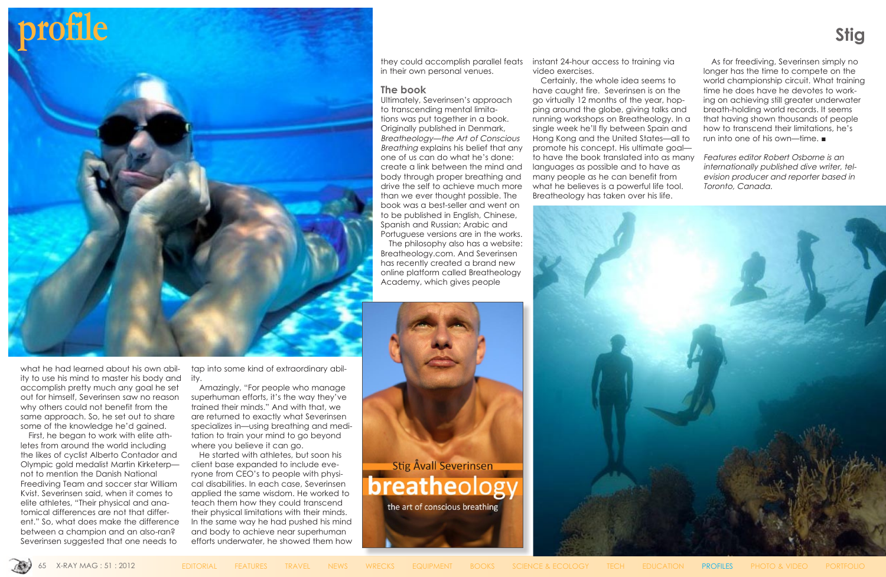what he had learned about his own ability to use his mind to master his body and accomplish pretty much any goal he set out for himself, Severinsen saw no reason why others could not benefit from the same approach. So, he set out to share some of the knowledge he'd gained.

First, he began to work with elite athletes from around the world including the likes of cyclist Alberto Contador and Olympic gold medalist Martin Kirketerp—not to mention the Danish National Freediving Team and soccer star William Kvist. Severinsen said, when it comes to elite athletes, "Their physical and anatomical differences are not that different." So, what does make the difference between a champion and an also-ran? Severinsen suggested that one needs to tap into some kind of extraordinary ability.

Amazingly, "For people who manage superhuman efforts, it's the way they've trained their minds." And with that, we are returned to exactly what Severinsen specializes in—using breathing and meditation to train your mind to go beyond where you believe it can go.

He started with athletes, but soon his client base expanded to include everyone from CEO's to people with physical disabilities. In each case, Severinsen applied the same wisdom. He worked to teach them how they could transcend their physical limitations with their minds. In the same way he had pushed his mind and body to achieve near superhuman efforts underwater, he showed them how they could accomplish parallel feats in their own personal venues.

## The book

Ultimately, Severinsen's approach to transcending mental limitations was put together in a book. Originally published in Denmark, *Breatheology—the Art of Conscious Breathing* explains his belief that any one of us can do what he's done: create a link between the mind and body through proper breathing and drive the self to achieve much more than we ever thought possible. The book was a best-seller and went on to be published in English, Chinese, Spanish and Russian; Arabic and Portuguese versions are in the works.

The philosophy also has a website: Breatheology.com. And Severinsen has recently created a brand new online platform called Breatheology Academy, which gives people instant 24-hour access to training via video exercises.

Certainly, the whole idea seems to have caught fire. Severinsen is on the go virtually 12 months of the year, hopping around the globe, giving talks and running workshops on Breatheology. In a single week he'll fly between Spain and Hong Kong and the United States—all to promote his concept. His ultimate goal—to have the book translated into as many languages as possible and to have as many people as he can benefit from what he believes is a powerful life tool. Breatheology has taken over his life.

As for freediving, Severinsen simply no longer has the time to compete on the world championship circuit. What training time he does have he devotes to working on achieving still greater underwater breath-holding world records. It seems that having shown thousands of people how to transcend their limitations, he's run into one of his own—time. ■

*Features editor Robert Osborne is an internationally published dive writer, television producer and reporter based in Toronto, Canada.*

Stig Åvall Severinsen
breatheology
the art of conscious breathing